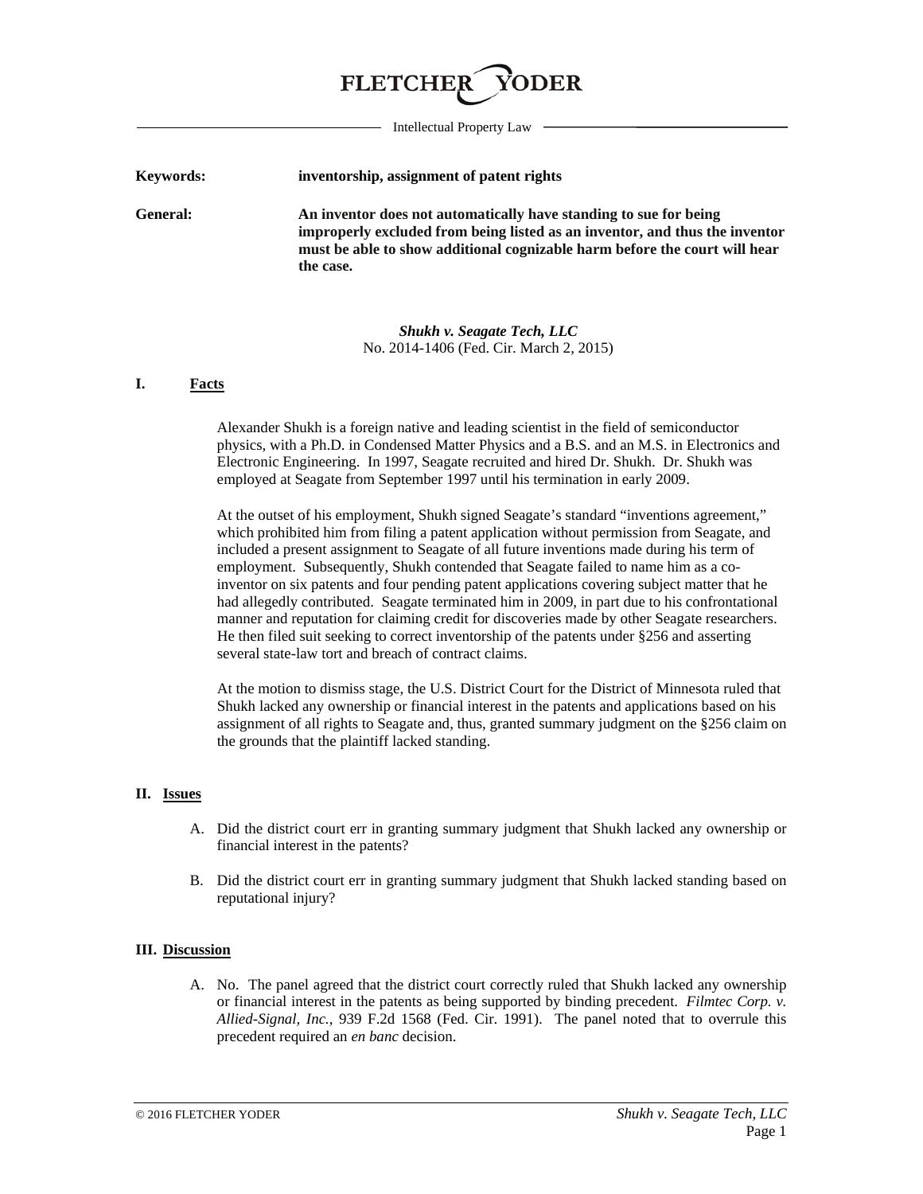FLETCHER YODER

Intellectual Property Law

**Keywords:** **inventorship, assignment of patent rights**

**General:** **An inventor does not automatically have standing to sue for being improperly excluded from being listed as an inventor, and thus the inventor must be able to show additional cognizable harm before the court will hear the case.**

***Shukh v. Seagate Tech, LLC***
No. 2014-1406 (Fed. Cir. March 2, 2015)

## I. Facts

Alexander Shukh is a foreign native and leading scientist in the field of semiconductor physics, with a Ph.D. in Condensed Matter Physics and a B.S. and an M.S. in Electronics and Electronic Engineering. In 1997, Seagate recruited and hired Dr. Shukh. Dr. Shukh was employed at Seagate from September 1997 until his termination in early 2009.

At the outset of his employment, Shukh signed Seagate's standard "inventions agreement," which prohibited him from filing a patent application without permission from Seagate, and included a present assignment to Seagate of all future inventions made during his term of employment. Subsequently, Shukh contended that Seagate failed to name him as a co-inventor on six patents and four pending patent applications covering subject matter that he had allegedly contributed. Seagate terminated him in 2009, in part due to his confrontational manner and reputation for claiming credit for discoveries made by other Seagate researchers. He then filed suit seeking to correct inventorship of the patents under §256 and asserting several state-law tort and breach of contract claims.

At the motion to dismiss stage, the U.S. District Court for the District of Minnesota ruled that Shukh lacked any ownership or financial interest in the patents and applications based on his assignment of all rights to Seagate and, thus, granted summary judgment on the §256 claim on the grounds that the plaintiff lacked standing.

## II. Issues

A. Did the district court err in granting summary judgment that Shukh lacked any ownership or financial interest in the patents?

B. Did the district court err in granting summary judgment that Shukh lacked standing based on reputational injury?

## III. Discussion

A. No. The panel agreed that the district court correctly ruled that Shukh lacked any ownership or financial interest in the patents as being supported by binding precedent. *Filmtec Corp. v. Allied-Signal, Inc.*, 939 F.2d 1568 (Fed. Cir. 1991). The panel noted that to overrule this precedent required an *en banc* decision.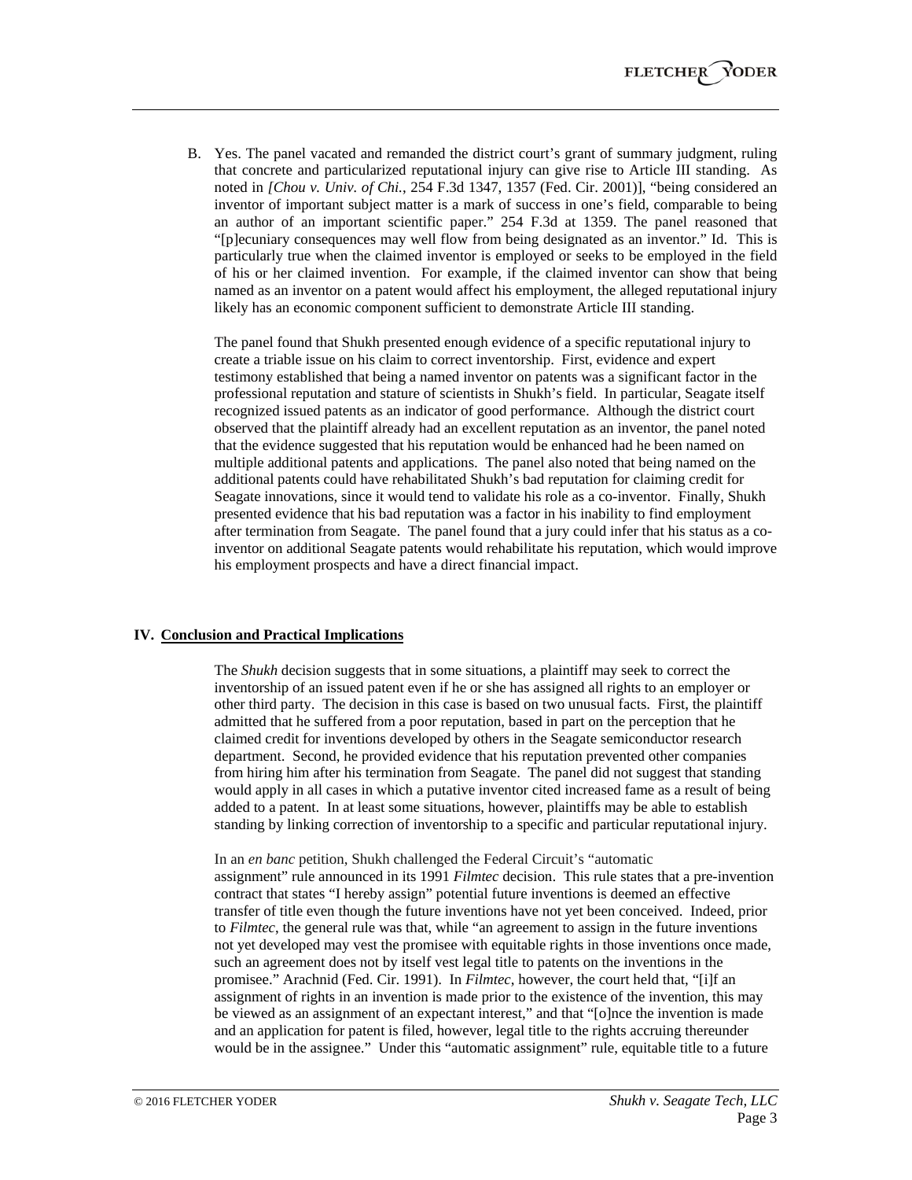B. Yes. The panel vacated and remanded the district court's grant of summary judgment, ruling that concrete and particularized reputational injury can give rise to Article III standing. As noted in *[Chou v. Univ. of Chi.*, 254 F.3d 1347, 1357 (Fed. Cir. 2001)], "being considered an inventor of important subject matter is a mark of success in one's field, comparable to being an author of an important scientific paper." 254 F.3d at 1359. The panel reasoned that "[p]ecuniary consequences may well flow from being designated as an inventor." Id. This is particularly true when the claimed inventor is employed or seeks to be employed in the field of his or her claimed invention. For example, if the claimed inventor can show that being named as an inventor on a patent would affect his employment, the alleged reputational injury likely has an economic component sufficient to demonstrate Article III standing.

The panel found that Shukh presented enough evidence of a specific reputational injury to create a triable issue on his claim to correct inventorship. First, evidence and expert testimony established that being a named inventor on patents was a significant factor in the professional reputation and stature of scientists in Shukh's field. In particular, Seagate itself recognized issued patents as an indicator of good performance. Although the district court observed that the plaintiff already had an excellent reputation as an inventor, the panel noted that the evidence suggested that his reputation would be enhanced had he been named on multiple additional patents and applications. The panel also noted that being named on the additional patents could have rehabilitated Shukh's bad reputation for claiming credit for Seagate innovations, since it would tend to validate his role as a co-inventor. Finally, Shukh presented evidence that his bad reputation was a factor in his inability to find employment after termination from Seagate. The panel found that a jury could infer that his status as a co-inventor on additional Seagate patents would rehabilitate his reputation, which would improve his employment prospects and have a direct financial impact.

## IV. Conclusion and Practical Implications

The *Shukh* decision suggests that in some situations, a plaintiff may seek to correct the inventorship of an issued patent even if he or she has assigned all rights to an employer or other third party. The decision in this case is based on two unusual facts. First, the plaintiff admitted that he suffered from a poor reputation, based in part on the perception that he claimed credit for inventions developed by others in the Seagate semiconductor research department. Second, he provided evidence that his reputation prevented other companies from hiring him after his termination from Seagate. The panel did not suggest that standing would apply in all cases in which a putative inventor cited increased fame as a result of being added to a patent. In at least some situations, however, plaintiffs may be able to establish standing by linking correction of inventorship to a specific and particular reputational injury.

In an *en banc* petition, Shukh challenged the Federal Circuit's "automatic assignment" rule announced in its 1991 *Filmtec* decision. This rule states that a pre-invention contract that states "I hereby assign" potential future inventions is deemed an effective transfer of title even though the future inventions have not yet been conceived. Indeed, prior to *Filmtec*, the general rule was that, while "an agreement to assign in the future inventions not yet developed may vest the promisee with equitable rights in those inventions once made, such an agreement does not by itself vest legal title to patents on the inventions in the promisee." Arachnid (Fed. Cir. 1991). In *Filmtec*, however, the court held that, "[i]f an assignment of rights in an invention is made prior to the existence of the invention, this may be viewed as an assignment of an expectant interest," and that "[o]nce the invention is made and an application for patent is filed, however, legal title to the rights accruing thereunder would be in the assignee." Under this "automatic assignment" rule, equitable title to a future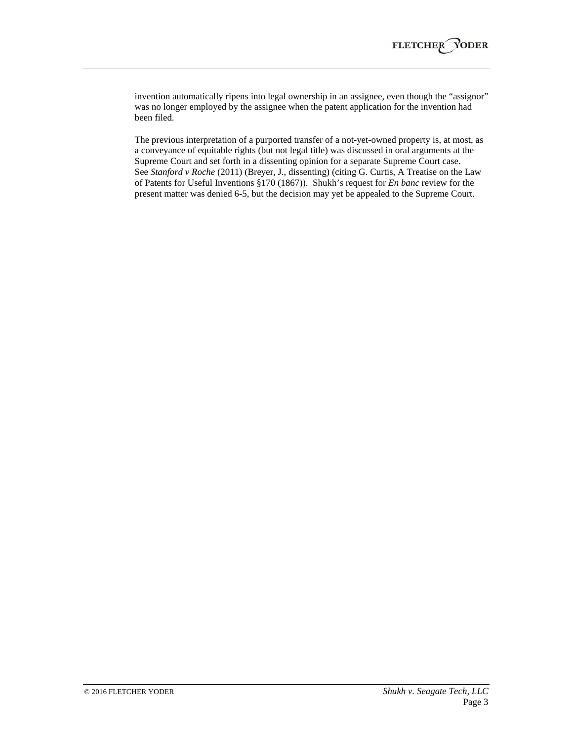invention automatically ripens into legal ownership in an assignee, even though the "assignor" was no longer employed by the assignee when the patent application for the invention had been filed.

The previous interpretation of a purported transfer of a not-yet-owned property is, at most, as a conveyance of equitable rights (but not legal title) was discussed in oral arguments at the Supreme Court and set forth in a dissenting opinion for a separate Supreme Court case. See *Stanford v Roche* (2011) (Breyer, J., dissenting) (citing G. Curtis, A Treatise on the Law of Patents for Useful Inventions §170 (1867)). Shukh's request for *En banc* review for the present matter was denied 6-5, but the decision may yet be appealed to the Supreme Court.